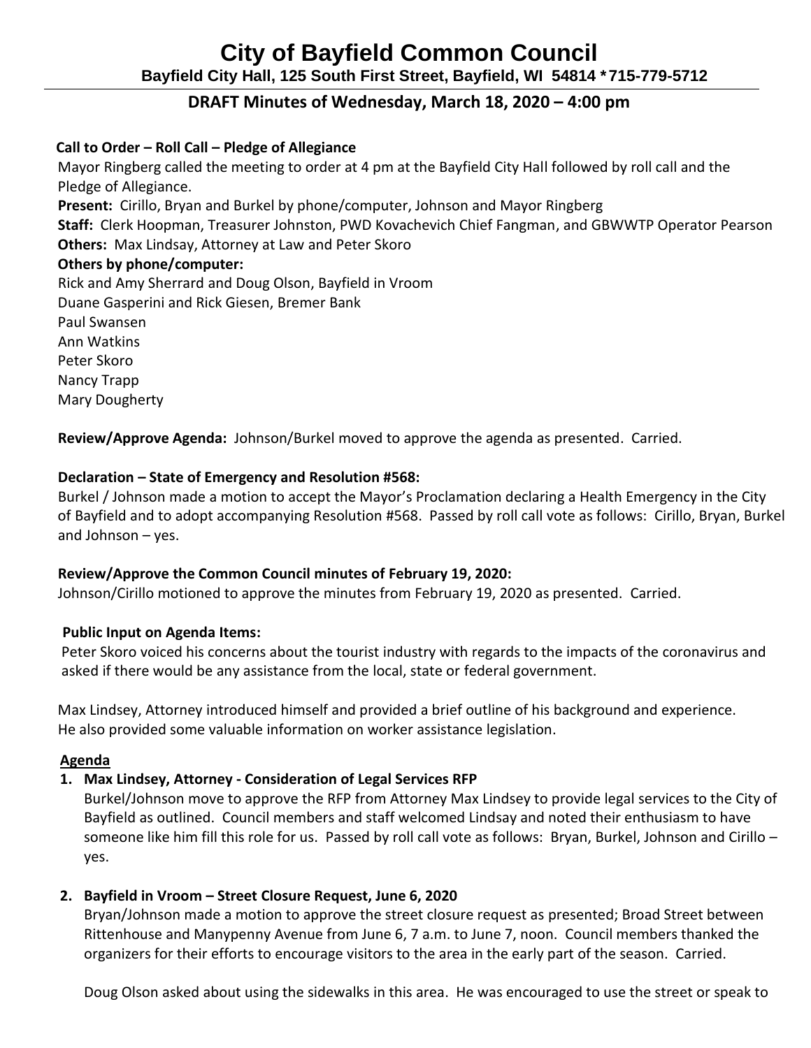# City of Bayfield Common Council

**Bayfield City Hall, 125 South First Street, Bayfield, WI 54814 *715-779-5712**

## DRAFT Minutes of Wednesday, March 18, 2020 – 4:00 pm

**Call to Order – Roll Call – Pledge of Allegiance**

Mayor Ringberg called the meeting to order at 4 pm at the Bayfield City Hall followed by roll call and the Pledge of Allegiance.

**Present:** Cirillo, Bryan and Burkel by phone/computer, Johnson and Mayor Ringberg

**Staff:** Clerk Hoopman, Treasurer Johnston, PWD Kovachevich Chief Fangman, and GBWWTP Operator Pearson

**Others:** Max Lindsay, Attorney at Law and Peter Skoro

**Others by phone/computer:**

Rick and Amy Sherrard and Doug Olson, Bayfield in Vroom
Duane Gasperini and Rick Giesen, Bremer Bank
Paul Swansen
Ann Watkins
Peter Skoro
Nancy Trapp
Mary Dougherty

**Review/Approve Agenda:** Johnson/Burkel moved to approve the agenda as presented. Carried.

**Declaration – State of Emergency and Resolution #568:**

Burkel / Johnson made a motion to accept the Mayor's Proclamation declaring a Health Emergency in the City of Bayfield and to adopt accompanying Resolution #568. Passed by roll call vote as follows: Cirillo, Bryan, Burkel and Johnson – yes.

**Review/Approve the Common Council minutes of February 19, 2020:**

Johnson/Cirillo motioned to approve the minutes from February 19, 2020 as presented. Carried.

**Public Input on Agenda Items:**

Peter Skoro voiced his concerns about the tourist industry with regards to the impacts of the coronavirus and asked if there would be any assistance from the local, state or federal government.

Max Lindsey, Attorney introduced himself and provided a brief outline of his background and experience. He also provided some valuable information on worker assistance legislation.

**Agenda**

1. **Max Lindsey, Attorney - Consideration of Legal Services RFP**

   Burkel/Johnson move to approve the RFP from Attorney Max Lindsey to provide legal services to the City of Bayfield as outlined. Council members and staff welcomed Lindsay and noted their enthusiasm to have someone like him fill this role for us. Passed by roll call vote as follows: Bryan, Burkel, Johnson and Cirillo – yes.

2. **Bayfield in Vroom – Street Closure Request, June 6, 2020**

   Bryan/Johnson made a motion to approve the street closure request as presented; Broad Street between Rittenhouse and Manypenny Avenue from June 6, 7 a.m. to June 7, noon. Council members thanked the organizers for their efforts to encourage visitors to the area in the early part of the season. Carried.

   Doug Olson asked about using the sidewalks in this area. He was encouraged to use the street or speak to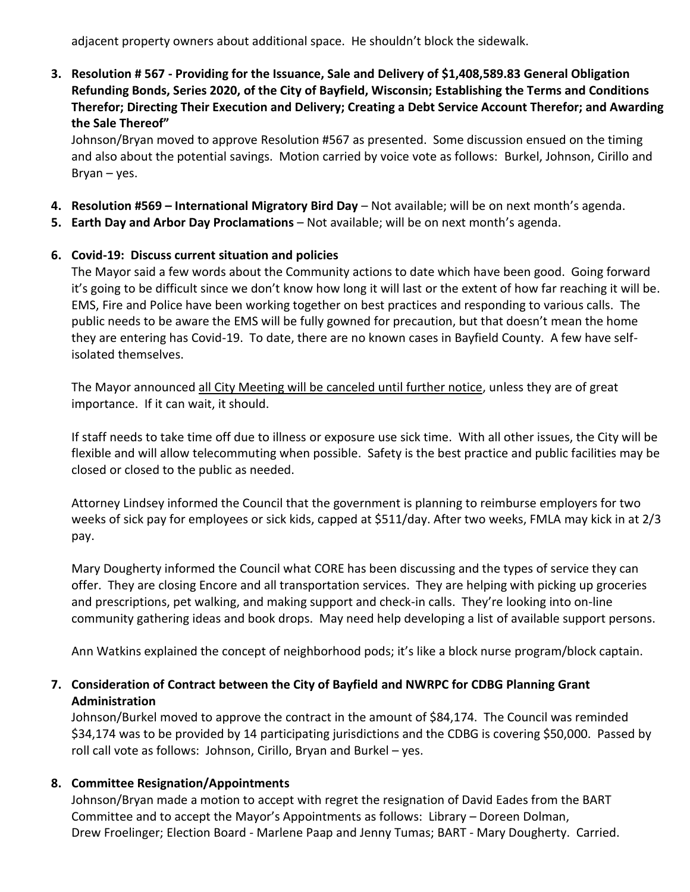adjacent property owners about additional space. He shouldn't block the sidewalk.

3. **Resolution # 567 - Providing for the Issuance, Sale and Delivery of $1,408,589.83 General Obligation Refunding Bonds, Series 2020, of the City of Bayfield, Wisconsin; Establishing the Terms and Conditions Therefor; Directing Their Execution and Delivery; Creating a Debt Service Account Therefor; and Awarding the Sale Thereof"**

   Johnson/Bryan moved to approve Resolution #567 as presented. Some discussion ensued on the timing and also about the potential savings. Motion carried by voice vote as follows: Burkel, Johnson, Cirillo and Bryan – yes.

4. **Resolution #569 – International Migratory Bird Day** – Not available; will be on next month's agenda.
5. **Earth Day and Arbor Day Proclamations** – Not available; will be on next month's agenda.

6. **Covid-19: Discuss current situation and policies**

   The Mayor said a few words about the Community actions to date which have been good. Going forward it's going to be difficult since we don't know how long it will last or the extent of how far reaching it will be. EMS, Fire and Police have been working together on best practices and responding to various calls. The public needs to be aware the EMS will be fully gowned for precaution, but that doesn't mean the home they are entering has Covid-19. To date, there are no known cases in Bayfield County. A few have self-isolated themselves.

   The Mayor announced <u>all City Meeting will be canceled until further notice</u>, unless they are of great importance. If it can wait, it should.

   If staff needs to take time off due to illness or exposure use sick time. With all other issues, the City will be flexible and will allow telecommuting when possible. Safety is the best practice and public facilities may be closed or closed to the public as needed.

   Attorney Lindsey informed the Council that the government is planning to reimburse employers for two weeks of sick pay for employees or sick kids, capped at $511/day. After two weeks, FMLA may kick in at 2/3 pay.

   Mary Dougherty informed the Council what CORE has been discussing and the types of service they can offer. They are closing Encore and all transportation services. They are helping with picking up groceries and prescriptions, pet walking, and making support and check-in calls. They're looking into on-line community gathering ideas and book drops. May need help developing a list of available support persons.

   Ann Watkins explained the concept of neighborhood pods; it's like a block nurse program/block captain.

7. **Consideration of Contract between the City of Bayfield and NWRPC for CDBG Planning Grant Administration**

   Johnson/Burkel moved to approve the contract in the amount of $84,174. The Council was reminded $34,174 was to be provided by 14 participating jurisdictions and the CDBG is covering $50,000. Passed by roll call vote as follows: Johnson, Cirillo, Bryan and Burkel – yes.

8. **Committee Resignation/Appointments**

   Johnson/Bryan made a motion to accept with regret the resignation of David Eades from the BART Committee and to accept the Mayor's Appointments as follows: Library – Doreen Dolman, Drew Froelinger; Election Board - Marlene Paap and Jenny Tumas; BART - Mary Dougherty. Carried.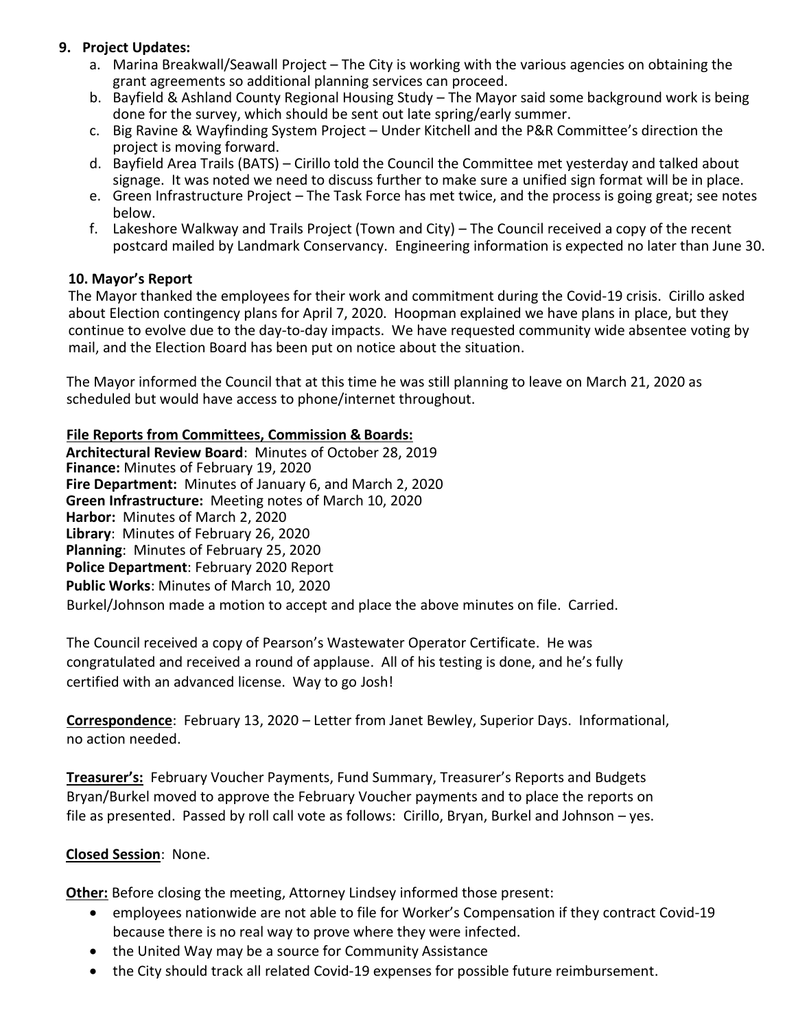**9. Project Updates:**

a. Marina Breakwall/Seawall Project – The City is working with the various agencies on obtaining the grant agreements so additional planning services can proceed.
b. Bayfield & Ashland County Regional Housing Study – The Mayor said some background work is being done for the survey, which should be sent out late spring/early summer.
c. Big Ravine & Wayfinding System Project – Under Kitchell and the P&R Committee's direction the project is moving forward.
d. Bayfield Area Trails (BATS) – Cirillo told the Council the Committee met yesterday and talked about signage. It was noted we need to discuss further to make sure a unified sign format will be in place.
e. Green Infrastructure Project – The Task Force has met twice, and the process is going great; see notes below.
f. Lakeshore Walkway and Trails Project (Town and City) – The Council received a copy of the recent postcard mailed by Landmark Conservancy. Engineering information is expected no later than June 30.

**10. Mayor's Report**

The Mayor thanked the employees for their work and commitment during the Covid-19 crisis. Cirillo asked about Election contingency plans for April 7, 2020. Hoopman explained we have plans in place, but they continue to evolve due to the day-to-day impacts. We have requested community wide absentee voting by mail, and the Election Board has been put on notice about the situation.

The Mayor informed the Council that at this time he was still planning to leave on March 21, 2020 as scheduled but would have access to phone/internet throughout.

**File Reports from Committees, Commission & Boards:**

**Architectural Review Board**: Minutes of October 28, 2019
**Finance:** Minutes of February 19, 2020
**Fire Department:** Minutes of January 6, and March 2, 2020
**Green Infrastructure:** Meeting notes of March 10, 2020
**Harbor:** Minutes of March 2, 2020
**Library**: Minutes of February 26, 2020
**Planning**: Minutes of February 25, 2020
**Police Department**: February 2020 Report
**Public Works**: Minutes of March 10, 2020
Burkel/Johnson made a motion to accept and place the above minutes on file. Carried.

The Council received a copy of Pearson's Wastewater Operator Certificate. He was congratulated and received a round of applause. All of his testing is done, and he's fully certified with an advanced license. Way to go Josh!

**Correspondence**: February 13, 2020 – Letter from Janet Bewley, Superior Days. Informational, no action needed.

**Treasurer's:** February Voucher Payments, Fund Summary, Treasurer's Reports and Budgets
Bryan/Burkel moved to approve the February Voucher payments and to place the reports on file as presented. Passed by roll call vote as follows: Cirillo, Bryan, Burkel and Johnson – yes.

**Closed Session**: None.

**Other:** Before closing the meeting, Attorney Lindsey informed those present:

- employees nationwide are not able to file for Worker's Compensation if they contract Covid-19 because there is no real way to prove where they were infected.
- the United Way may be a source for Community Assistance
- the City should track all related Covid-19 expenses for possible future reimbursement.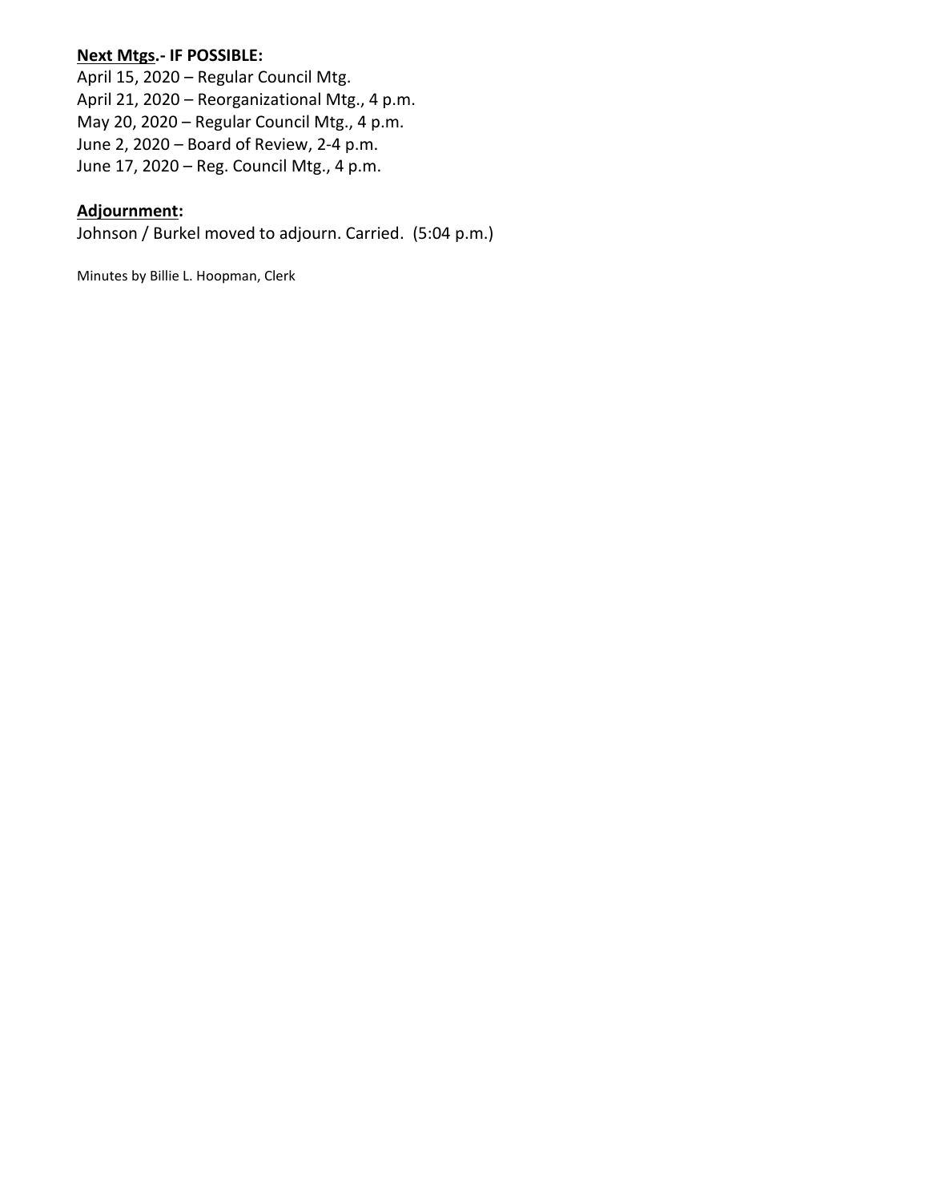**Next Mtgs.- IF POSSIBLE:**

April 15, 2020 – Regular Council Mtg.
April 21, 2020 – Reorganizational Mtg., 4 p.m.
May 20, 2020 – Regular Council Mtg., 4 p.m.
June 2, 2020 – Board of Review, 2-4 p.m.
June 17, 2020 – Reg. Council Mtg., 4 p.m.

**Adjournment:**

Johnson / Burkel moved to adjourn. Carried. (5:04 p.m.)

Minutes by Billie L. Hoopman, Clerk